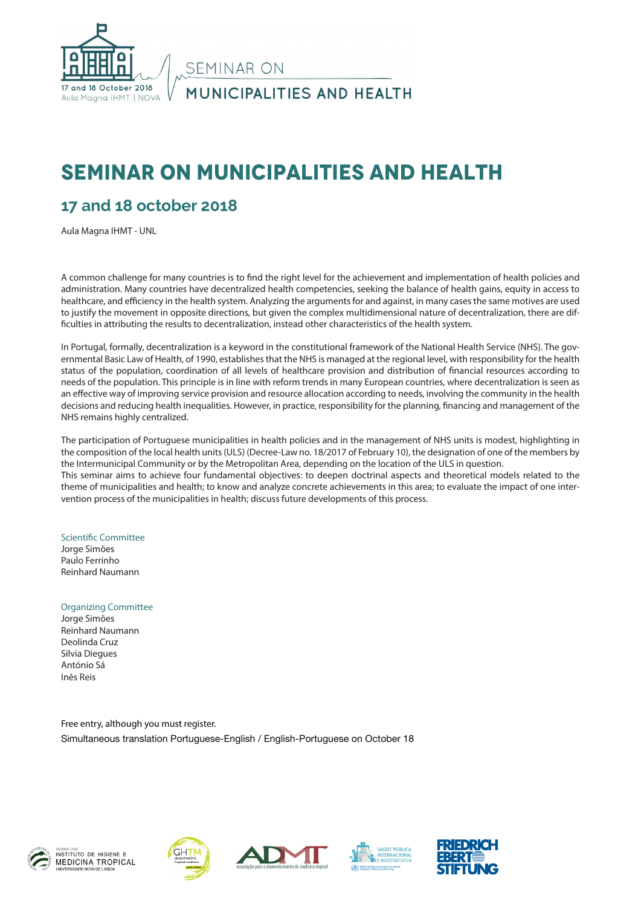# SEMINAR ON MUNICIPALITIES AND HEALTH

## 17 and 18 october 2018

Aula Magna IHMT - UNL

A common challenge for many countries is to find the right level for the achievement and implementation of health policies and administration. Many countries have decentralized health competencies, seeking the balance of health gains, equity in access to healthcare, and efficiency in the health system. Analyzing the arguments for and against, in many cases the same motives are used to justify the movement in opposite directions, but given the complex multidimensional nature of decentralization, there are difficulties in attributing the results to decentralization, instead other characteristics of the health system.

In Portugal, formally, decentralization is a keyword in the constitutional framework of the National Health Service (NHS). The governmental Basic Law of Health, of 1990, establishes that the NHS is managed at the regional level, with responsibility for the health status of the population, coordination of all levels of healthcare provision and distribution of financial resources according to needs of the population. This principle is in line with reform trends in many European countries, where decentralization is seen as an effective way of improving service provision and resource allocation according to needs, involving the community in the health decisions and reducing health inequalities. However, in practice, responsibility for the planning, financing and management of the NHS remains highly centralized.

The participation of Portuguese municipalities in health policies and in the management of NHS units is modest, highlighting in the composition of the local health units (ULS) (Decree-Law no. 18/2017 of February 10), the designation of one of the members by the Intermunicipal Community or by the Metropolitan Area, depending on the location of the ULS in question.
This seminar aims to achieve four fundamental objectives: to deepen doctrinal aspects and theoretical models related to the theme of municipalities and health; to know and analyze concrete achievements in this area; to evaluate the impact of one intervention process of the municipalities in health; discuss future developments of this process.

Scientific Committee
Jorge Simões
Paulo Ferrinho
Reinhard Naumann

Organizing Committee
Jorge Simões
Reinhard Naumann
Deolinda Cruz
Silvia Diegues
António Sá
Inês Reis

Free entry, although you must register.
Simultaneous translation Portuguese-English / English-Portuguese on October 18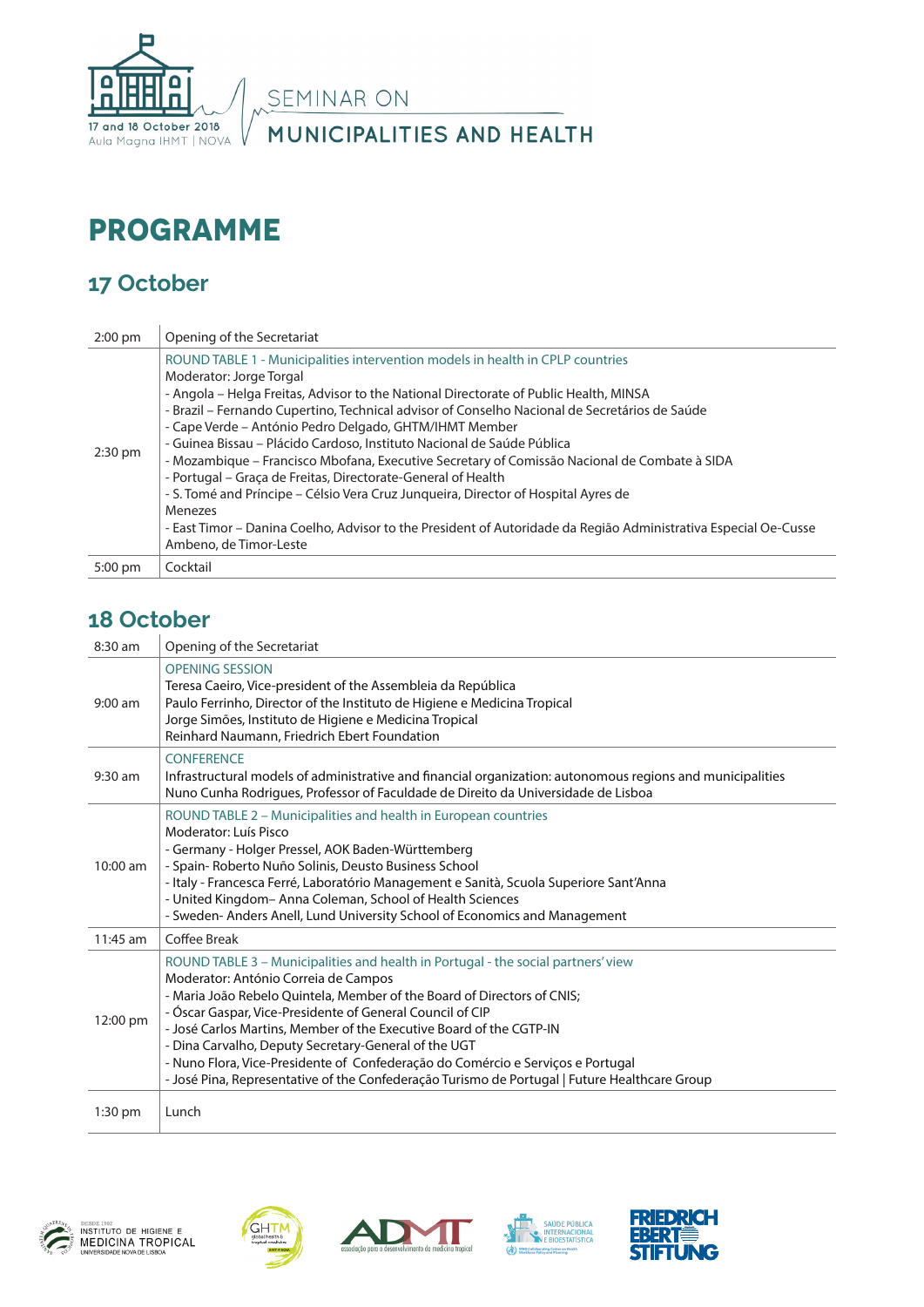SEMINAR ON
MUNICIPALITIES AND HEALTH

17 and 18 October 2018
Aula Magna IHMT | NOVA

# PROGRAMME

## 17 October

| | |
|---|---|
| 2:00 pm | Opening of the Secretariat |
| 2:30 pm | ROUND TABLE 1 - Municipalities intervention models in health in CPLP countries<br>Moderator: Jorge Torgal<br>- Angola – Helga Freitas, Advisor to the National Directorate of Public Health, MINSA<br>- Brazil – Fernando Cupertino, Technical advisor of Conselho Nacional de Secretários de Saúde<br>- Cape Verde – António Pedro Delgado, GHTM/IHMT Member<br>- Guinea Bissau – Plácido Cardoso, Instituto Nacional de Saúde Pública<br>- Mozambique – Francisco Mbofana, Executive Secretary of Comissão Nacional de Combate à SIDA<br>- Portugal – Graça de Freitas, Directorate-General of Health<br>- S. Tomé and Príncipe – Célsio Vera Cruz Junqueira, Director of Hospital Ayres de Menezes<br>- East Timor – Danina Coelho, Advisor to the President of Autoridade da Região Administrativa Especial Oe-Cusse Ambeno, de Timor-Leste |
| 5:00 pm | Cocktail |

## 18 October

| | |
|---|---|
| 8:30 am | Opening of the Secretariat |
| 9:00 am | OPENING SESSION<br>Teresa Caeiro, Vice-president of the Assembleia da República<br>Paulo Ferrinho, Director of the Instituto de Higiene e Medicina Tropical<br>Jorge Simões, Instituto de Higiene e Medicina Tropical<br>Reinhard Naumann, Friedrich Ebert Foundation |
| 9:30 am | CONFERENCE<br>Infrastructural models of administrative and financial organization: autonomous regions and municipalities<br>Nuno Cunha Rodrigues, Professor of Faculdade de Direito da Universidade de Lisboa |
| 10:00 am | ROUND TABLE 2 – Municipalities and health in European countries<br>Moderator: Luís Pisco<br>- Germany - Holger Pressel, AOK Baden-Württemberg<br>- Spain- Roberto Nuño Solinis, Deusto Business School<br>- Italy - Francesca Ferré, Laboratório Management e Sanità, Scuola Superiore Sant'Anna<br>- United Kingdom– Anna Coleman, School of Health Sciences<br>- Sweden- Anders Anell, Lund University School of Economics and Management |
| 11:45 am | Coffee Break |
| 12:00 pm | ROUND TABLE 3 – Municipalities and health in Portugal - the social partners' view<br>Moderator: António Correia de Campos<br>- Maria João Rebelo Quintela, Member of the Board of Directors of CNIS;<br>- Óscar Gaspar, Vice-Presidente of General Council of CIP<br>- José Carlos Martins, Member of the Executive Board of the CGTP-IN<br>- Dina Carvalho, Deputy Secretary-General of the UGT<br>- Nuno Flora, Vice-Presidente of Confederação do Comércio e Serviços e Portugal<br>- José Pina, Representative of the Confederação Turismo de Portugal \| Future Healthcare Group |
| 1:30 pm | Lunch |

INSTITUTO DE HIGIENE E MEDICINA TROPICAL — UNIVERSIDADE NOVA DE LISBOA | GHTM | ADMT associação para o desenvolvimento da medicina tropical | SAÚDE PÚBLICA INTERNACIONAL E BIOESTATÍSTICA | FRIEDRICH EBERT STIFTUNG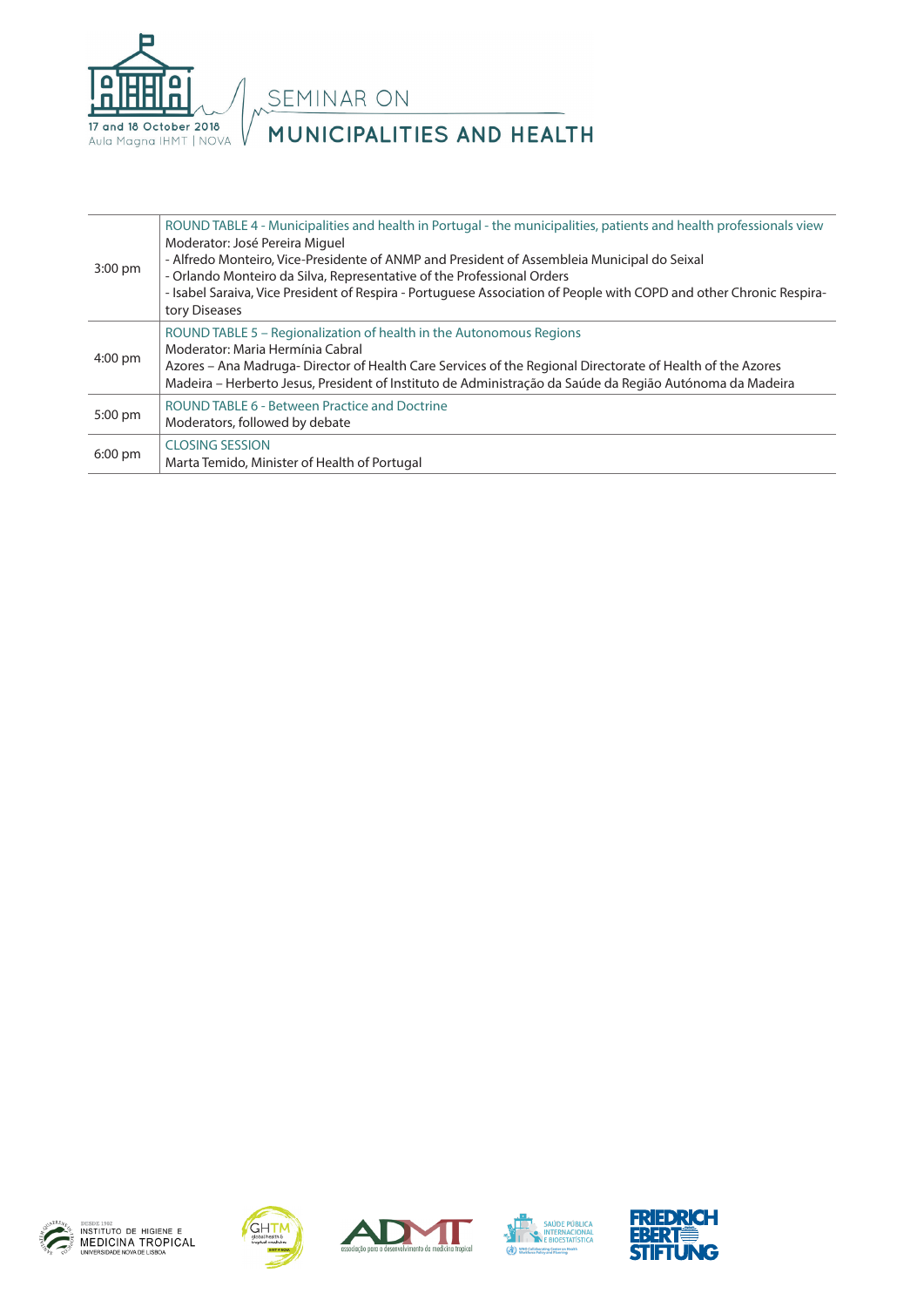SEMINAR ON

MUNICIPALITIES AND HEALTH

17 and 18 October 2018
Aula Magna IHMT | NOVA

| | |
|---|---|
| 3:00 pm | ROUND TABLE 4 - Municipalities and health in Portugal - the municipalities, patients and health professionals view<br>Moderator: José Pereira Miguel<br>- Alfredo Monteiro, Vice-Presidente of ANMP and President of Assembleia Municipal do Seixal<br>- Orlando Monteiro da Silva, Representative of the Professional Orders<br>- Isabel Saraiva, Vice President of Respira - Portuguese Association of People with COPD and other Chronic Respiratory Diseases |
| 4:00 pm | ROUND TABLE 5 – Regionalization of health in the Autonomous Regions<br>Moderator: Maria Hermínia Cabral<br>Azores – Ana Madruga- Director of Health Care Services of the Regional Directorate of Health of the Azores<br>Madeira – Herberto Jesus, President of Instituto de Administração da Saúde da Região Autónoma da Madeira |
| 5:00 pm | ROUND TABLE 6 - Between Practice and Doctrine<br>Moderators, followed by debate |
| 6:00 pm | CLOSING SESSION<br>Marta Temido, Minister of Health of Portugal |

DESDE 1902 INSTITUTO DE HIGIENE E MEDICINA TROPICAL UNIVERSIDADE NOVA DE LISBOA

GHTM global health & tropical medicine

ADMT associação para o desenvolvimento da medicina tropical

SAÚDE PÚBLICA INTERNACIONAL E BIOESTATÍSTICA

FRIEDRICH EBERT STIFTUNG